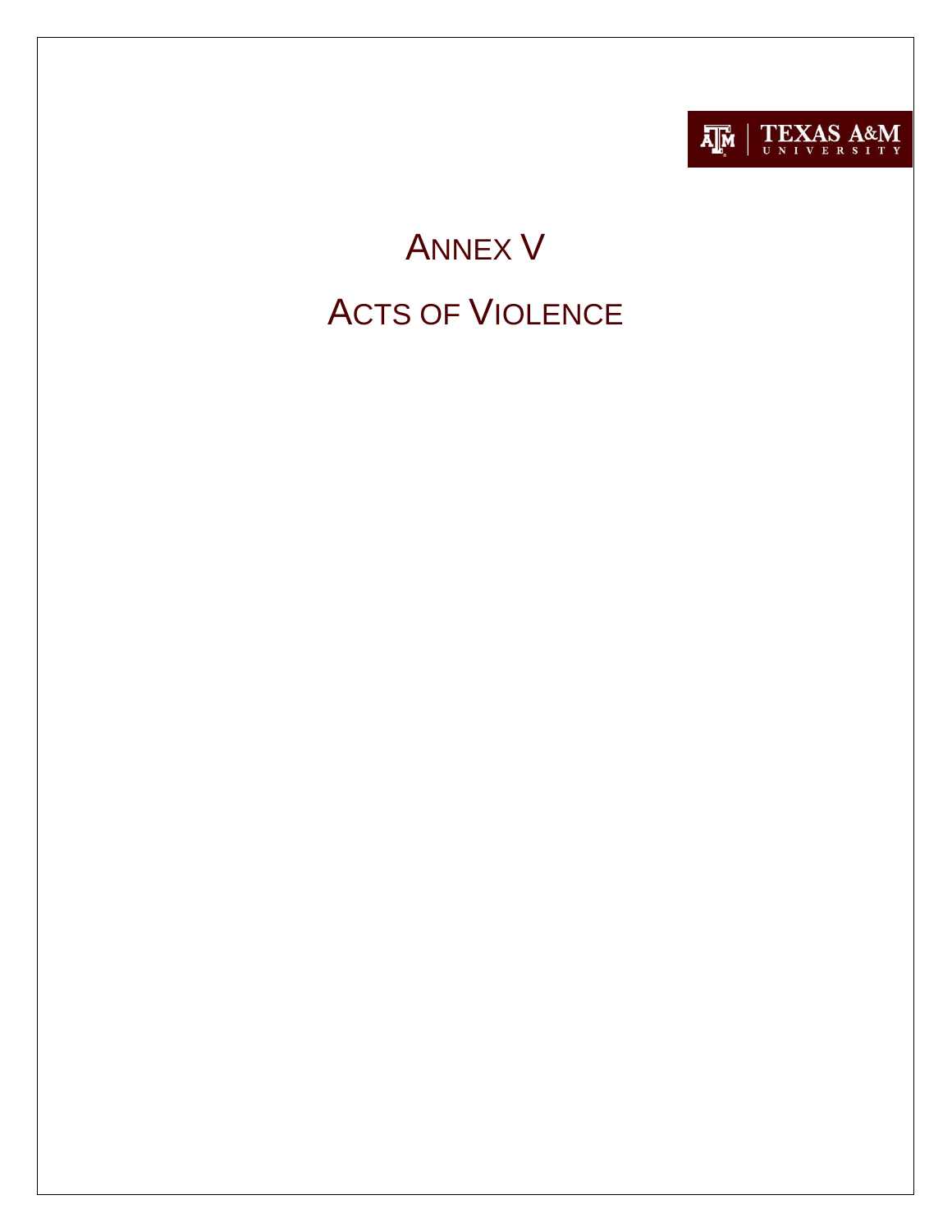TEXAS A&M UNIVERSITY

# ANNEX V

# ACTS OF VIOLENCE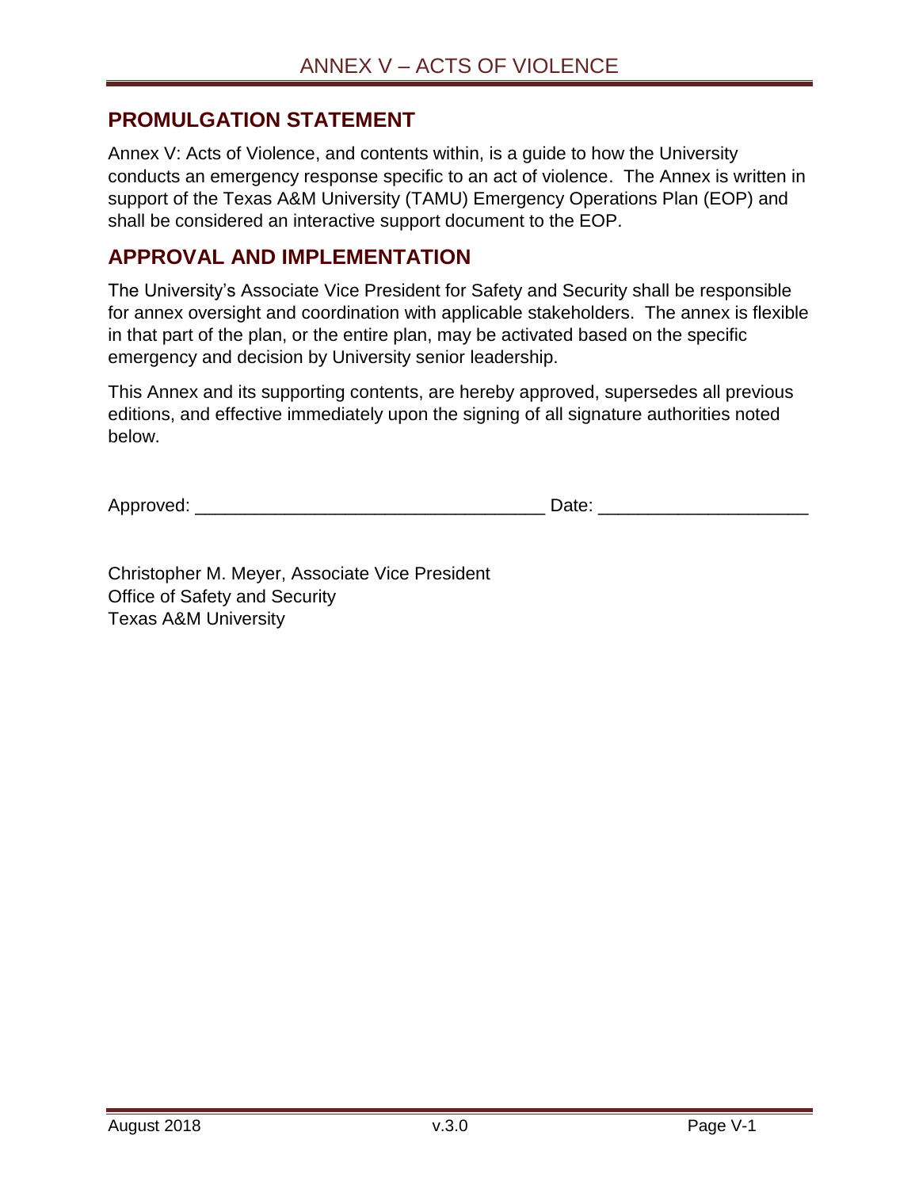## PROMULGATION STATEMENT

Annex V: Acts of Violence, and contents within, is a guide to how the University conducts an emergency response specific to an act of violence. The Annex is written in support of the Texas A&M University (TAMU) Emergency Operations Plan (EOP) and shall be considered an interactive support document to the EOP.

## APPROVAL AND IMPLEMENTATION

The University's Associate Vice President for Safety and Security shall be responsible for annex oversight and coordination with applicable stakeholders. The annex is flexible in that part of the plan, or the entire plan, may be activated based on the specific emergency and decision by University senior leadership.

This Annex and its supporting contents, are hereby approved, supersedes all previous editions, and effective immediately upon the signing of all signature authorities noted below.

Approved: ___________________________________ Date: ____________________

Christopher M. Meyer, Associate Vice President
Office of Safety and Security
Texas A&M University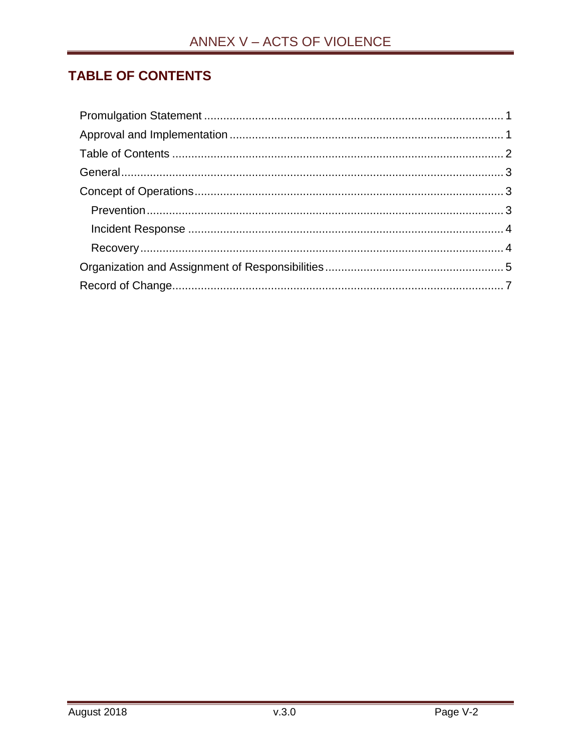## TABLE OF CONTENTS

Promulgation Statement ........................................................................................ 1
Approval and Implementation ................................................................................ 1
Table of Contents .................................................................................................. 2
General .................................................................................................................. 3
Concept of Operations ........................................................................................... 3
  Prevention ........................................................................................................... 3
  Incident Response ............................................................................................... 4
  Recovery .............................................................................................................. 4
Organization and Assignment of Responsibilities .................................................. 5
Record of Change .................................................................................................. 7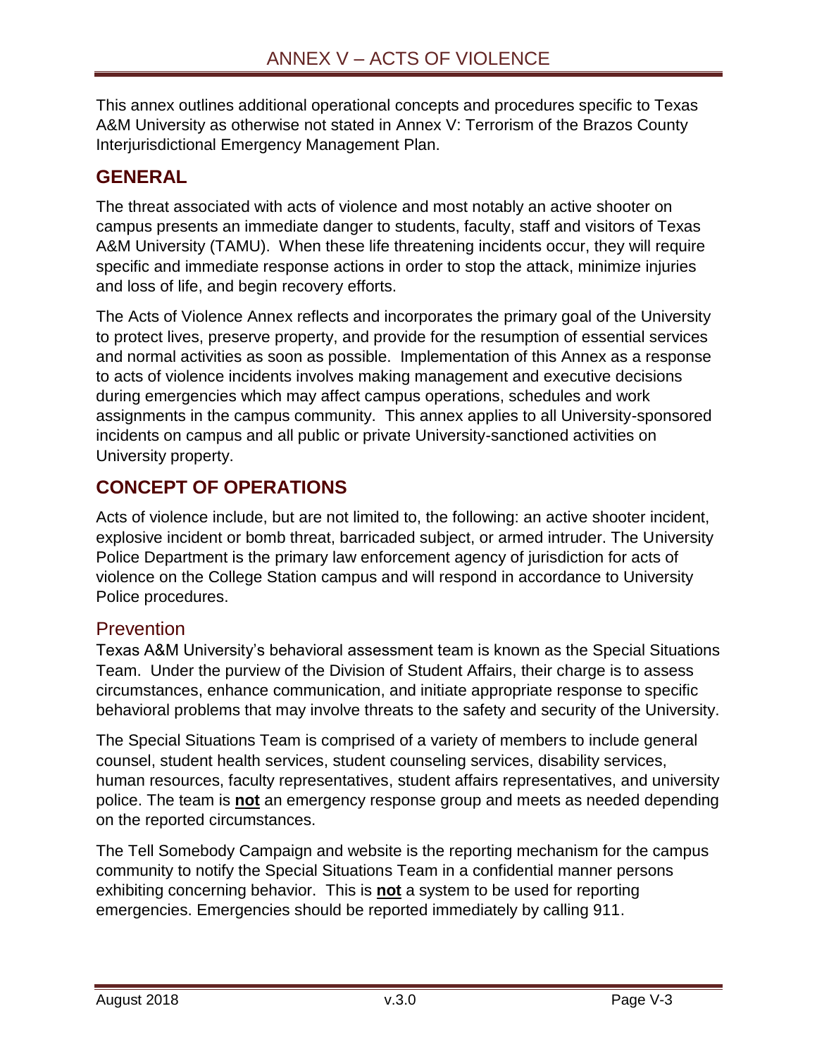# ANNEX V – ACTS OF VIOLENCE

This annex outlines additional operational concepts and procedures specific to Texas A&M University as otherwise not stated in Annex V: Terrorism of the Brazos County Interjurisdictional Emergency Management Plan.

## GENERAL

The threat associated with acts of violence and most notably an active shooter on campus presents an immediate danger to students, faculty, staff and visitors of Texas A&M University (TAMU). When these life threatening incidents occur, they will require specific and immediate response actions in order to stop the attack, minimize injuries and loss of life, and begin recovery efforts.

The Acts of Violence Annex reflects and incorporates the primary goal of the University to protect lives, preserve property, and provide for the resumption of essential services and normal activities as soon as possible. Implementation of this Annex as a response to acts of violence incidents involves making management and executive decisions during emergencies which may affect campus operations, schedules and work assignments in the campus community. This annex applies to all University-sponsored incidents on campus and all public or private University-sanctioned activities on University property.

## CONCEPT OF OPERATIONS

Acts of violence include, but are not limited to, the following: an active shooter incident, explosive incident or bomb threat, barricaded subject, or armed intruder. The University Police Department is the primary law enforcement agency of jurisdiction for acts of violence on the College Station campus and will respond in accordance to University Police procedures.

### Prevention

Texas A&M University's behavioral assessment team is known as the Special Situations Team. Under the purview of the Division of Student Affairs, their charge is to assess circumstances, enhance communication, and initiate appropriate response to specific behavioral problems that may involve threats to the safety and security of the University.

The Special Situations Team is comprised of a variety of members to include general counsel, student health services, student counseling services, disability services, human resources, faculty representatives, student affairs representatives, and university police. The team is **not** an emergency response group and meets as needed depending on the reported circumstances.

The Tell Somebody Campaign and website is the reporting mechanism for the campus community to notify the Special Situations Team in a confidential manner persons exhibiting concerning behavior. This is **not** a system to be used for reporting emergencies. Emergencies should be reported immediately by calling 911.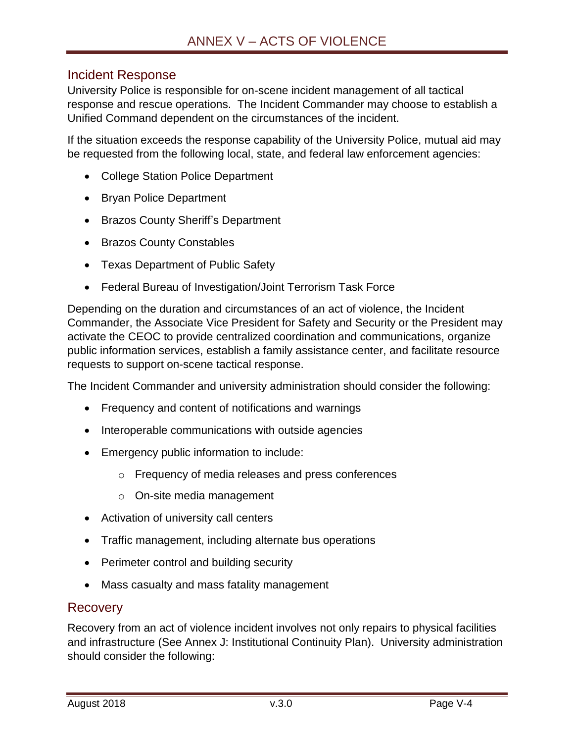## Incident Response

University Police is responsible for on-scene incident management of all tactical response and rescue operations. The Incident Commander may choose to establish a Unified Command dependent on the circumstances of the incident.

If the situation exceeds the response capability of the University Police, mutual aid may be requested from the following local, state, and federal law enforcement agencies:

- College Station Police Department
- Bryan Police Department
- Brazos County Sheriff's Department
- Brazos County Constables
- Texas Department of Public Safety
- Federal Bureau of Investigation/Joint Terrorism Task Force

Depending on the duration and circumstances of an act of violence, the Incident Commander, the Associate Vice President for Safety and Security or the President may activate the CEOC to provide centralized coordination and communications, organize public information services, establish a family assistance center, and facilitate resource requests to support on-scene tactical response.

The Incident Commander and university administration should consider the following:

- Frequency and content of notifications and warnings
- Interoperable communications with outside agencies
- Emergency public information to include:
  - Frequency of media releases and press conferences
  - On-site media management
- Activation of university call centers
- Traffic management, including alternate bus operations
- Perimeter control and building security
- Mass casualty and mass fatality management

## Recovery

Recovery from an act of violence incident involves not only repairs to physical facilities and infrastructure (See Annex J: Institutional Continuity Plan). University administration should consider the following: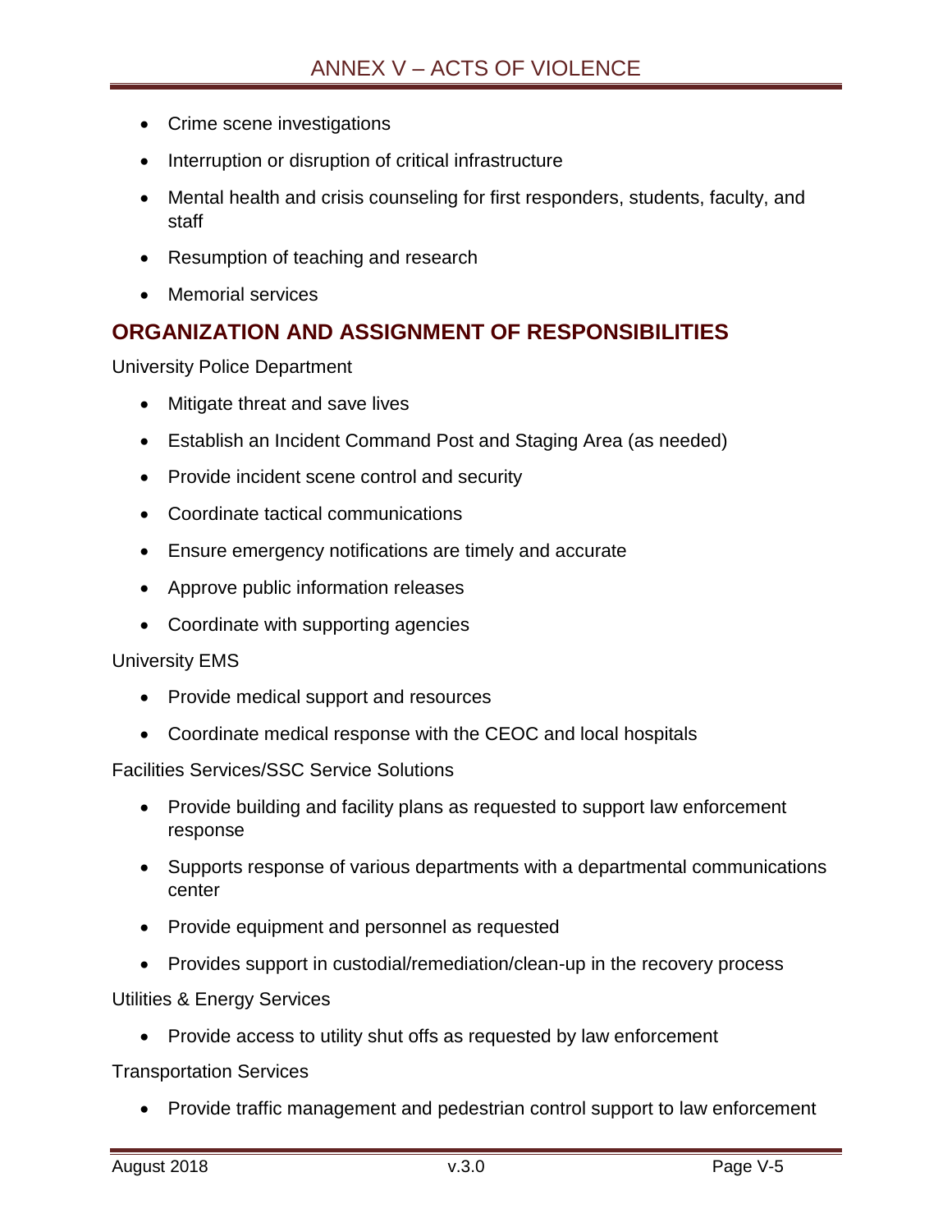- Crime scene investigations
- Interruption or disruption of critical infrastructure
- Mental health and crisis counseling for first responders, students, faculty, and staff
- Resumption of teaching and research
- Memorial services

## ORGANIZATION AND ASSIGNMENT OF RESPONSIBILITIES

University Police Department

- Mitigate threat and save lives
- Establish an Incident Command Post and Staging Area (as needed)
- Provide incident scene control and security
- Coordinate tactical communications
- Ensure emergency notifications are timely and accurate
- Approve public information releases
- Coordinate with supporting agencies

University EMS

- Provide medical support and resources
- Coordinate medical response with the CEOC and local hospitals

Facilities Services/SSC Service Solutions

- Provide building and facility plans as requested to support law enforcement response
- Supports response of various departments with a departmental communications center
- Provide equipment and personnel as requested
- Provides support in custodial/remediation/clean-up in the recovery process

Utilities & Energy Services

- Provide access to utility shut offs as requested by law enforcement

Transportation Services

- Provide traffic management and pedestrian control support to law enforcement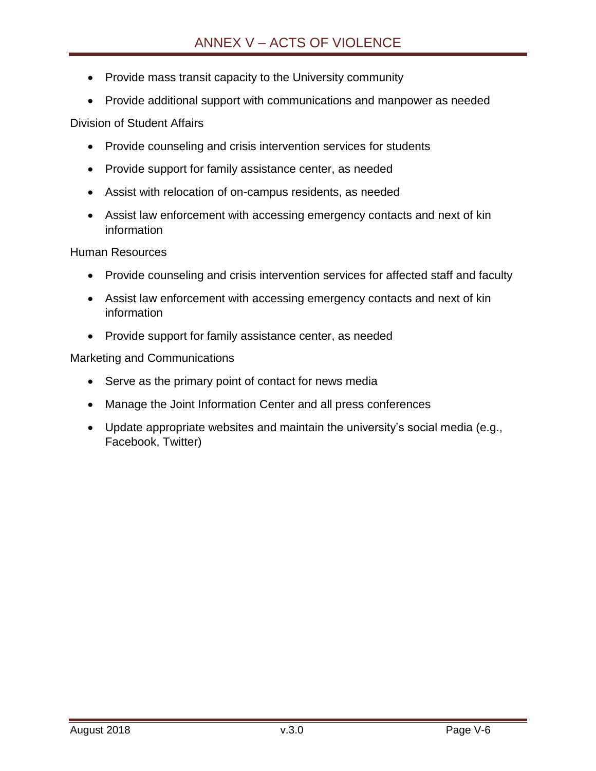- Provide mass transit capacity to the University community
- Provide additional support with communications and manpower as needed

Division of Student Affairs

- Provide counseling and crisis intervention services for students
- Provide support for family assistance center, as needed
- Assist with relocation of on-campus residents, as needed
- Assist law enforcement with accessing emergency contacts and next of kin information

Human Resources

- Provide counseling and crisis intervention services for affected staff and faculty
- Assist law enforcement with accessing emergency contacts and next of kin information
- Provide support for family assistance center, as needed

Marketing and Communications

- Serve as the primary point of contact for news media
- Manage the Joint Information Center and all press conferences
- Update appropriate websites and maintain the university's social media (e.g., Facebook, Twitter)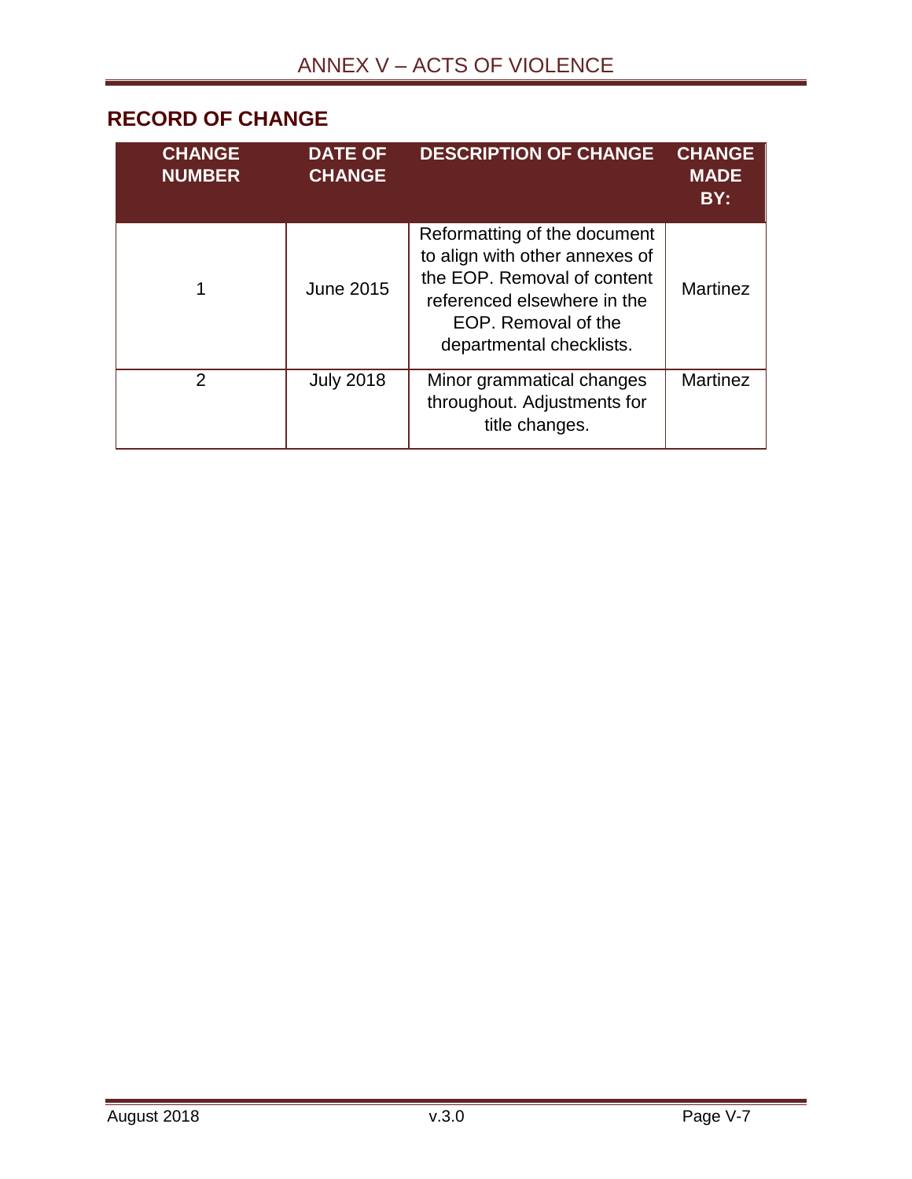## RECORD OF CHANGE

| CHANGE NUMBER | DATE OF CHANGE | DESCRIPTION OF CHANGE | CHANGE MADE BY: |
|---|---|---|---|
| 1 | June 2015 | Reformatting of the document to align with other annexes of the EOP. Removal of content referenced elsewhere in the EOP. Removal of the departmental checklists. | Martinez |
| 2 | July 2018 | Minor grammatical changes throughout. Adjustments for title changes. | Martinez |